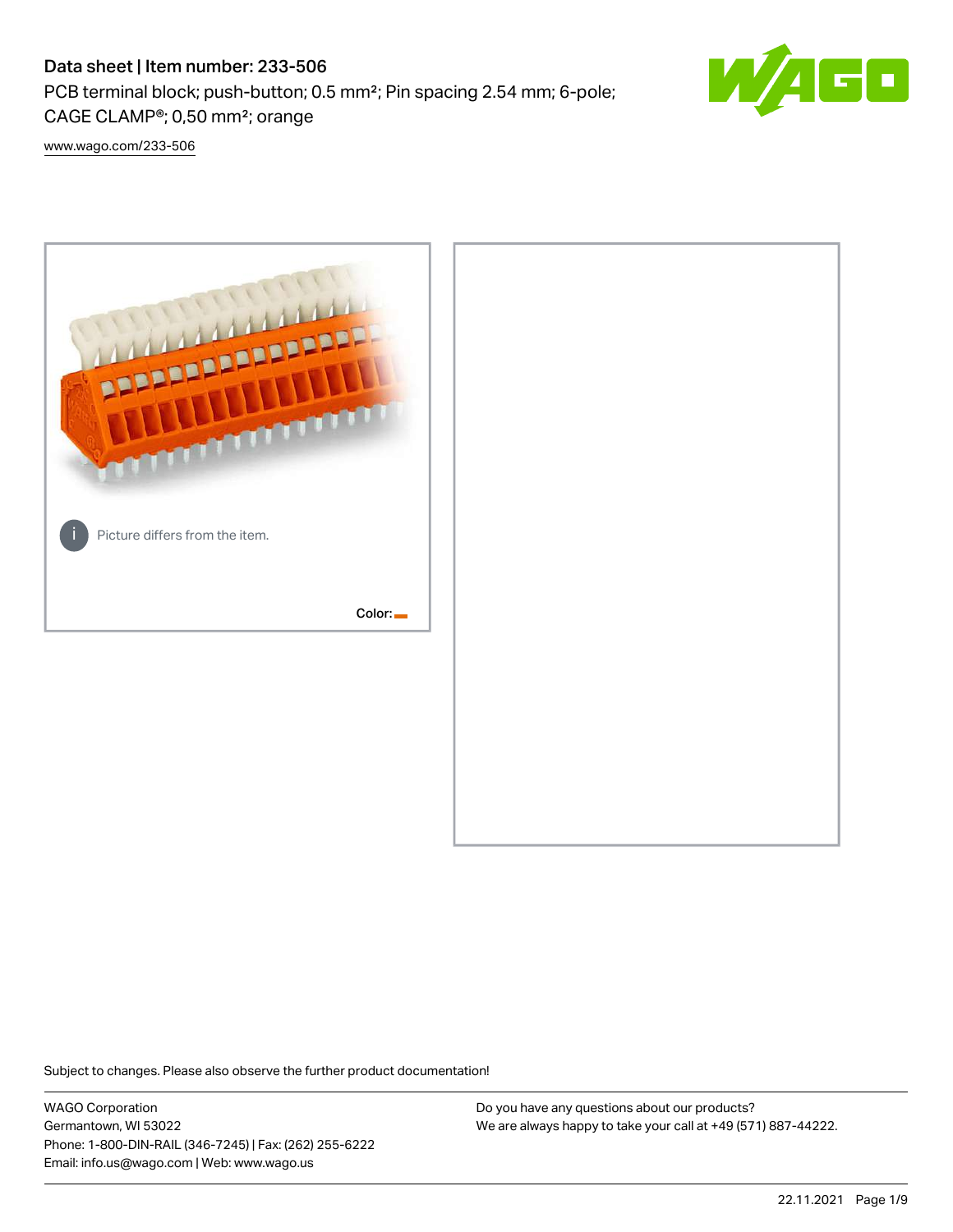# Data sheet | Item number: 233-506

PCB terminal block; push-button; 0.5 mm²; Pin spacing 2.54 mm; 6-pole; CAGE CLAMP®; 0,50 mm²; orange

www.wago.com/233-506

Picture differs from the item.

Color:

Subject to changes. Please also observe the further product documentation!

WAGO Corporation
Germantown, WI 53022
Phone: 1-800-DIN-RAIL (346-7245) | Fax: (262) 255-6222
Email: info.us@wago.com | Web: www.wago.us

Do you have any questions about our products?
We are always happy to take your call at +49 (571) 887-44222.

22.11.2021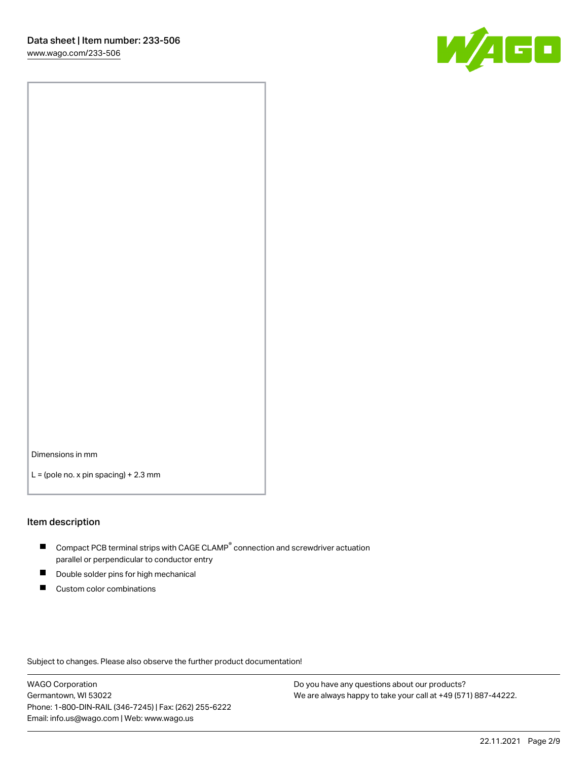Dimensions in mm

L = (pole no. x pin spacing) + 2.3 mm

## Item description

- Compact PCB terminal strips with CAGE CLAMP® connection and screwdriver actuation parallel or perpendicular to conductor entry
- Double solder pins for high mechanical
- Custom color combinations

Subject to changes. Please also observe the further product documentation!

WAGO Corporation
Germantown, WI 53022
Phone: 1-800-DIN-RAIL (346-7245) | Fax: (262) 255-6222
Email: info.us@wago.com | Web: www.wago.us

Do you have any questions about our products?
We are always happy to take your call at +49 (571) 887-44222.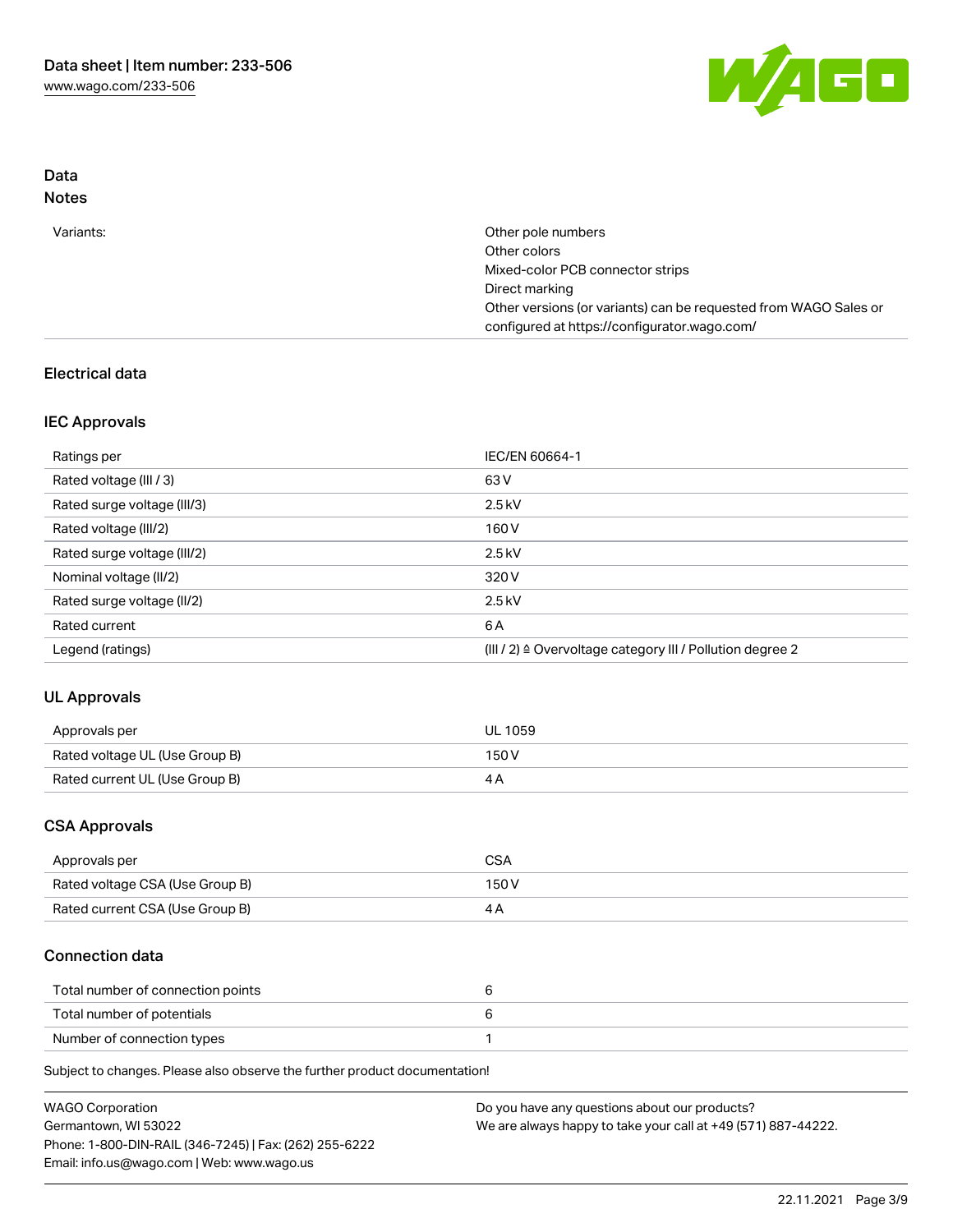## Data

### Notes

| | |
|---|---|
| Variants: | Other pole numbers<br>Other colors<br>Mixed-color PCB connector strips<br>Direct marking<br>Other versions (or variants) can be requested from WAGO Sales or configured at https://configurator.wago.com/ |

## Electrical data

### IEC Approvals

| | |
|---|---|
| Ratings per | IEC/EN 60664-1 |
| Rated voltage (III / 3) | 63 V |
| Rated surge voltage (III/3) | 2.5 kV |
| Rated voltage (III/2) | 160 V |
| Rated surge voltage (III/2) | 2.5 kV |
| Nominal voltage (II/2) | 320 V |
| Rated surge voltage (II/2) | 2.5 kV |
| Rated current | 6 A |
| Legend (ratings) | (III / 2) ≙ Overvoltage category III / Pollution degree 2 |

### UL Approvals

| | |
|---|---|
| Approvals per | UL 1059 |
| Rated voltage UL (Use Group B) | 150 V |
| Rated current UL (Use Group B) | 4 A |

### CSA Approvals

| | |
|---|---|
| Approvals per | CSA |
| Rated voltage CSA (Use Group B) | 150 V |
| Rated current CSA (Use Group B) | 4 A |

### Connection data

| | |
|---|---|
| Total number of connection points | 6 |
| Total number of potentials | 6 |
| Number of connection types | 1 |

Subject to changes. Please also observe the further product documentation!

WAGO Corporation
Germantown, WI 53022
Phone: 1-800-DIN-RAIL (346-7245) | Fax: (262) 255-6222
Email: info.us@wago.com | Web: www.wago.us

Do you have any questions about our products?
We are always happy to take your call at +49 (571) 887-44222.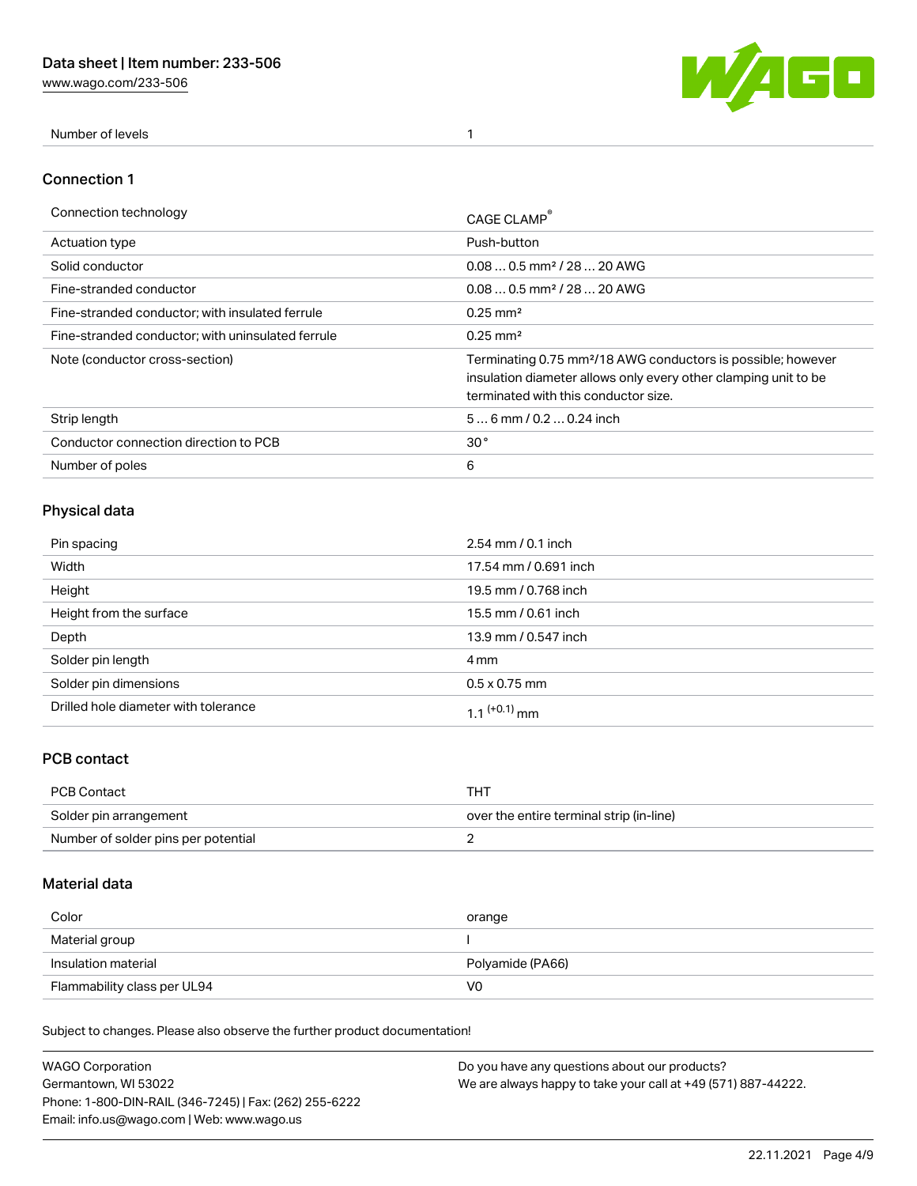| Number of levels | 1 |
| --- | --- |

## Connection 1

| Connection technology | CAGE CLAMP® |
| --- | --- |
| Actuation type | Push-button |
| Solid conductor | 0.08 … 0.5 mm² / 28 … 20 AWG |
| Fine-stranded conductor | 0.08 … 0.5 mm² / 28 … 20 AWG |
| Fine-stranded conductor; with insulated ferrule | 0.25 mm² |
| Fine-stranded conductor; with uninsulated ferrule | 0.25 mm² |
| Note (conductor cross-section) | Terminating 0.75 mm²/18 AWG conductors is possible; however insulation diameter allows only every other clamping unit to be terminated with this conductor size. |
| Strip length | 5 … 6 mm / 0.2 … 0.24 inch |
| Conductor connection direction to PCB | 30 ° |
| Number of poles | 6 |

## Physical data

| Pin spacing | 2.54 mm / 0.1 inch |
| --- | --- |
| Width | 17.54 mm / 0.691 inch |
| Height | 19.5 mm / 0.768 inch |
| Height from the surface | 15.5 mm / 0.61 inch |
| Depth | 13.9 mm / 0.547 inch |
| Solder pin length | 4 mm |
| Solder pin dimensions | 0.5 x 0.75 mm |
| Drilled hole diameter with tolerance | 1.1 $^{(+0.1)}$ mm |

## PCB contact

| PCB Contact | THT |
| --- | --- |
| Solder pin arrangement | over the entire terminal strip (in-line) |
| Number of solder pins per potential | 2 |

## Material data

| Color | orange |
| --- | --- |
| Material group | I |
| Insulation material | Polyamide (PA66) |
| Flammability class per UL94 | V0 |

Subject to changes. Please also observe the further product documentation!

WAGO Corporation
Germantown, WI 53022
Phone: 1-800-DIN-RAIL (346-7245) | Fax: (262) 255-6222
Email: info.us@wago.com | Web: www.wago.us

Do you have any questions about our products?
We are always happy to take your call at +49 (571) 887-44222.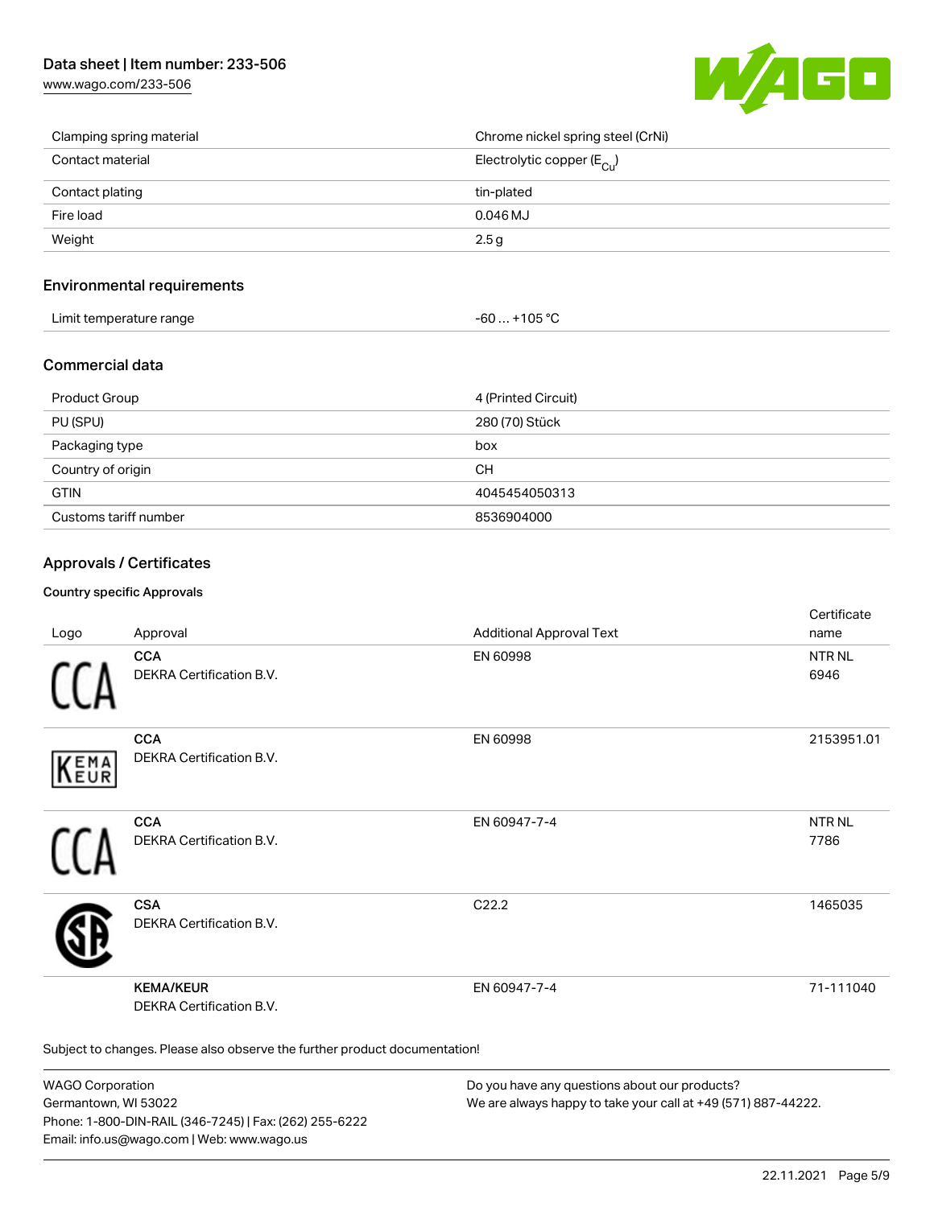| | |
|---|---|
| Clamping spring material | Chrome nickel spring steel (CrNi) |
| Contact material | Electrolytic copper ($E_{Cu}$) |
| Contact plating | tin-plated |
| Fire load | 0.046 MJ |
| Weight | 2.5 g |

## Environmental requirements

| | |
|---|---|
| Limit temperature range | -60 … +105 °C |

## Commercial data

| | |
|---|---|
| Product Group | 4 (Printed Circuit) |
| PU (SPU) | 280 (70) Stück |
| Packaging type | box |
| Country of origin | CH |
| GTIN | 4045454050313 |
| Customs tariff number | 8536904000 |

## Approvals / Certificates

### Country specific Approvals

| Logo | Approval | Additional Approval Text | Certificate name |
|---|---|---|---|
| | **CCA** DEKRA Certification B.V. | EN 60998 | NTR NL 6946 |
| | **CCA** DEKRA Certification B.V. | EN 60998 | 2153951.01 |
| | **CCA** DEKRA Certification B.V. | EN 60947-7-4 | NTR NL 7786 |
| | **CSA** DEKRA Certification B.V. | C22.2 | 1465035 |
| | **KEMA/KEUR** DEKRA Certification B.V. | EN 60947-7-4 | 71-111040 |

Subject to changes. Please also observe the further product documentation!

WAGO Corporation
Germantown, WI 53022
Phone: 1-800-DIN-RAIL (346-7245) | Fax: (262) 255-6222
Email: info.us@wago.com | Web: www.wago.us

Do you have any questions about our products?
We are always happy to take your call at +49 (571) 887-44222.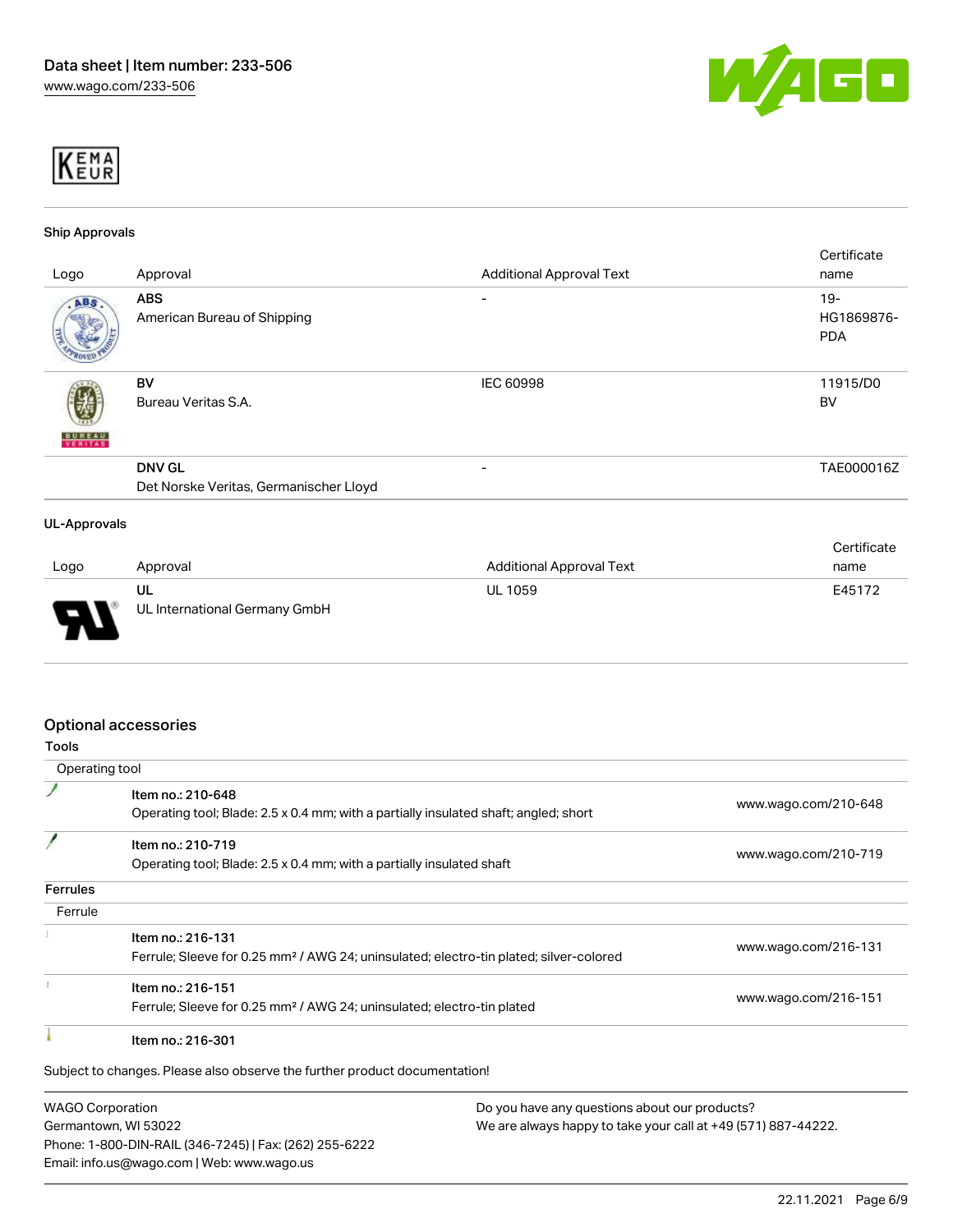KEMA EUR

### Ship Approvals

| Logo | Approval | Additional Approval Text | Certificate name |
|---|---|---|---|
| | **ABS**<br>American Bureau of Shipping | - | 19-HG1869876-PDA |
| | **BV**<br>Bureau Veritas S.A. | IEC 60998 | 11915/D0 BV |
| | **DNV GL**<br>Det Norske Veritas, Germanischer Lloyd | - | TAE000016Z |

### UL-Approvals

| Logo | Approval | Additional Approval Text | Certificate name |
|---|---|---|---|
| | **UL**<br>UL International Germany GmbH | UL 1059 | E45172 |

## Optional accessories

### Tools

Operating tool

| | | |
|---|---|---|
| | **Item no.: 210-648**<br>Operating tool; Blade: 2.5 x 0.4 mm; with a partially insulated shaft; angled; short | www.wago.com/210-648 |
| | **Item no.: 210-719**<br>Operating tool; Blade: 2.5 x 0.4 mm; with a partially insulated shaft | www.wago.com/210-719 |

### Ferrules

Ferrule

| | | |
|---|---|---|
| | **Item no.: 216-131**<br>Ferrule; Sleeve for 0.25 mm² / AWG 24; uninsulated; electro-tin plated; silver-colored | www.wago.com/216-131 |
| | **Item no.: 216-151**<br>Ferrule; Sleeve for 0.25 mm² / AWG 24; uninsulated; electro-tin plated | www.wago.com/216-151 |
| | **Item no.: 216-301** | |

Subject to changes. Please also observe the further product documentation!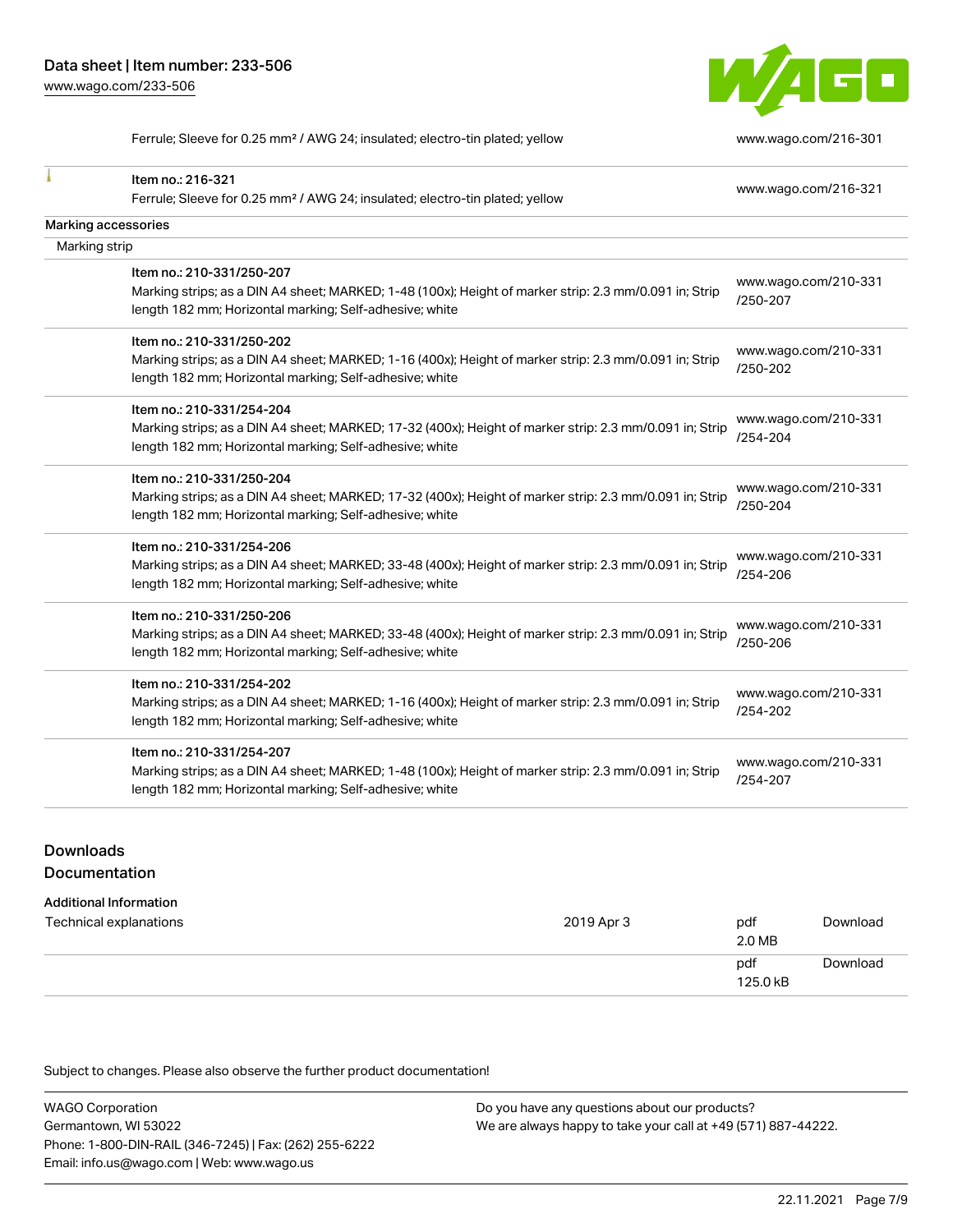| | | |
|---|---|---|
| | Ferrule; Sleeve for 0.25 mm² / AWG 24; insulated; electro-tin plated; yellow | www.wago.com/216-301 |
| | Item no.: 216-321<br>Ferrule; Sleeve for 0.25 mm² / AWG 24; insulated; electro-tin plated; yellow | www.wago.com/216-321 |

Marking accessories

Marking strip

| | | |
|---|---|---|
| | Item no.: 210-331/250-207<br>Marking strips; as a DIN A4 sheet; MARKED; 1-48 (100x); Height of marker strip: 2.3 mm/0.091 in; Strip length 182 mm; Horizontal marking; Self-adhesive; white | www.wago.com/210-331/250-207 |
| | Item no.: 210-331/250-202<br>Marking strips; as a DIN A4 sheet; MARKED; 1-16 (400x); Height of marker strip: 2.3 mm/0.091 in; Strip length 182 mm; Horizontal marking; Self-adhesive; white | www.wago.com/210-331/250-202 |
| | Item no.: 210-331/254-204<br>Marking strips; as a DIN A4 sheet; MARKED; 17-32 (400x); Height of marker strip: 2.3 mm/0.091 in; Strip length 182 mm; Horizontal marking; Self-adhesive; white | www.wago.com/210-331/254-204 |
| | Item no.: 210-331/250-204<br>Marking strips; as a DIN A4 sheet; MARKED; 17-32 (400x); Height of marker strip: 2.3 mm/0.091 in; Strip length 182 mm; Horizontal marking; Self-adhesive; white | www.wago.com/210-331/250-204 |
| | Item no.: 210-331/254-206<br>Marking strips; as a DIN A4 sheet; MARKED; 33-48 (400x); Height of marker strip: 2.3 mm/0.091 in; Strip length 182 mm; Horizontal marking; Self-adhesive; white | www.wago.com/210-331/254-206 |
| | Item no.: 210-331/250-206<br>Marking strips; as a DIN A4 sheet; MARKED; 33-48 (400x); Height of marker strip: 2.3 mm/0.091 in; Strip length 182 mm; Horizontal marking; Self-adhesive; white | www.wago.com/210-331/250-206 |
| | Item no.: 210-331/254-202<br>Marking strips; as a DIN A4 sheet; MARKED; 1-16 (400x); Height of marker strip: 2.3 mm/0.091 in; Strip length 182 mm; Horizontal marking; Self-adhesive; white | www.wago.com/210-331/254-202 |
| | Item no.: 210-331/254-207<br>Marking strips; as a DIN A4 sheet; MARKED; 1-48 (100x); Height of marker strip: 2.3 mm/0.091 in; Strip length 182 mm; Horizontal marking; Self-adhesive; white | www.wago.com/210-331/254-207 |

## Downloads

## Documentation

Additional Information

| | | | |
|---|---|---|---|
| Technical explanations | 2019 Apr 3 | pdf<br>2.0 MB | Download |
| | | pdf<br>125.0 kB | Download |

Subject to changes. Please also observe the further product documentation!

WAGO Corporation
Germantown, WI 53022
Phone: 1-800-DIN-RAIL (346-7245) | Fax: (262) 255-6222
Email: info.us@wago.com | Web: www.wago.us

Do you have any questions about our products?
We are always happy to take your call at +49 (571) 887-44222.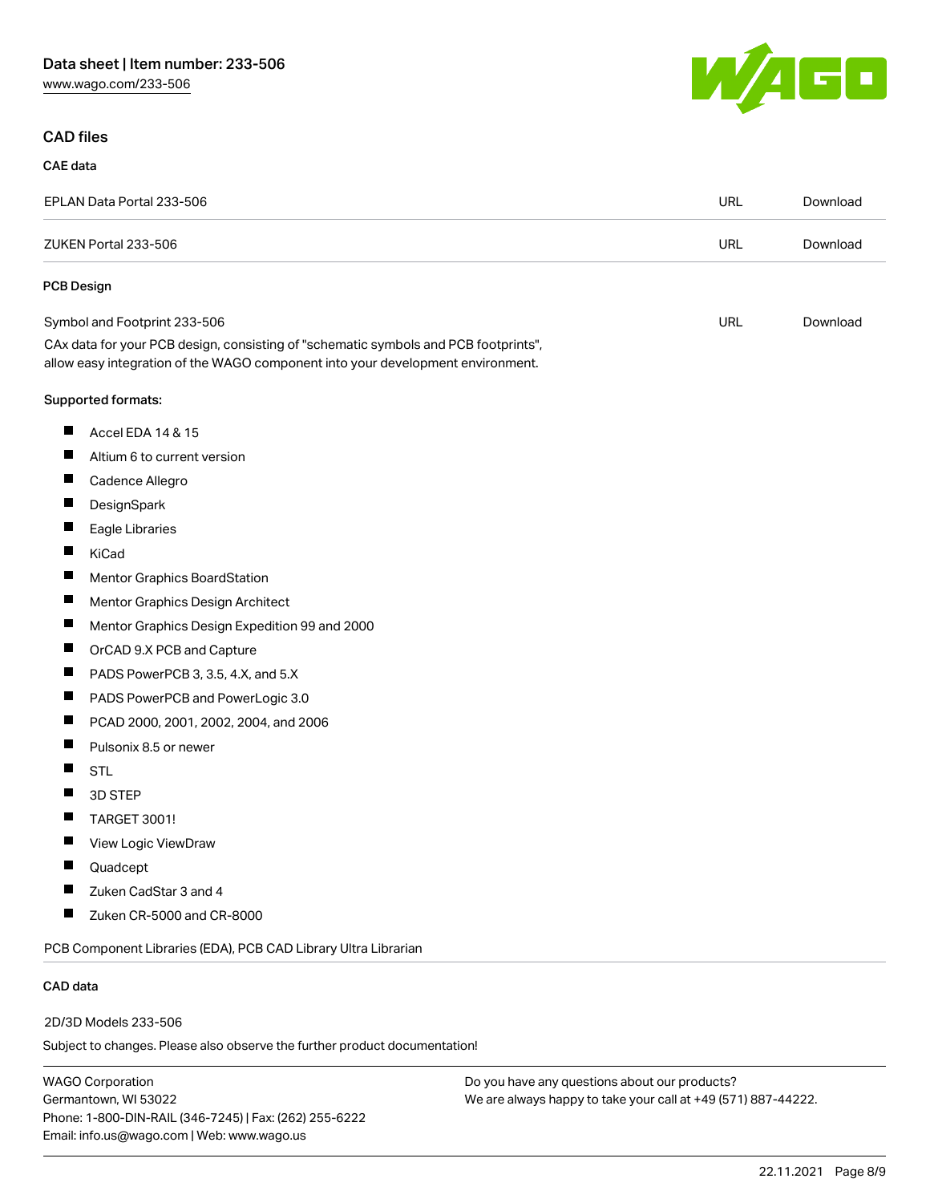## CAD files

### CAE data

| | | |
|---|---|---|
| EPLAN Data Portal 233-506 | URL | Download |
| ZUKEN Portal 233-506 | URL | Download |

### PCB Design

| | | |
|---|---|---|
| Symbol and Footprint 233-506 | URL | Download |

CAx data for your PCB design, consisting of "schematic symbols and PCB footprints", allow easy integration of the WAGO component into your development environment.

**Supported formats:**

- Accel EDA 14 & 15
- Altium 6 to current version
- Cadence Allegro
- DesignSpark
- Eagle Libraries
- KiCad
- Mentor Graphics BoardStation
- Mentor Graphics Design Architect
- Mentor Graphics Design Expedition 99 and 2000
- OrCAD 9.X PCB and Capture
- PADS PowerPCB 3, 3.5, 4.X, and 5.X
- PADS PowerPCB and PowerLogic 3.0
- PCAD 2000, 2001, 2002, 2004, and 2006
- Pulsonix 8.5 or newer
- STL
- 3D STEP
- TARGET 3001!
- View Logic ViewDraw
- Quadcept
- Zuken CadStar 3 and 4
- Zuken CR-5000 and CR-8000

PCB Component Libraries (EDA), PCB CAD Library Ultra Librarian

### CAD data

2D/3D Models 233-506

Subject to changes. Please also observe the further product documentation!

WAGO Corporation
Germantown, WI 53022
Phone: 1-800-DIN-RAIL (346-7245) | Fax: (262) 255-6222
Email: info.us@wago.com | Web: www.wago.us

Do you have any questions about our products?
We are always happy to take your call at +49 (571) 887-44222.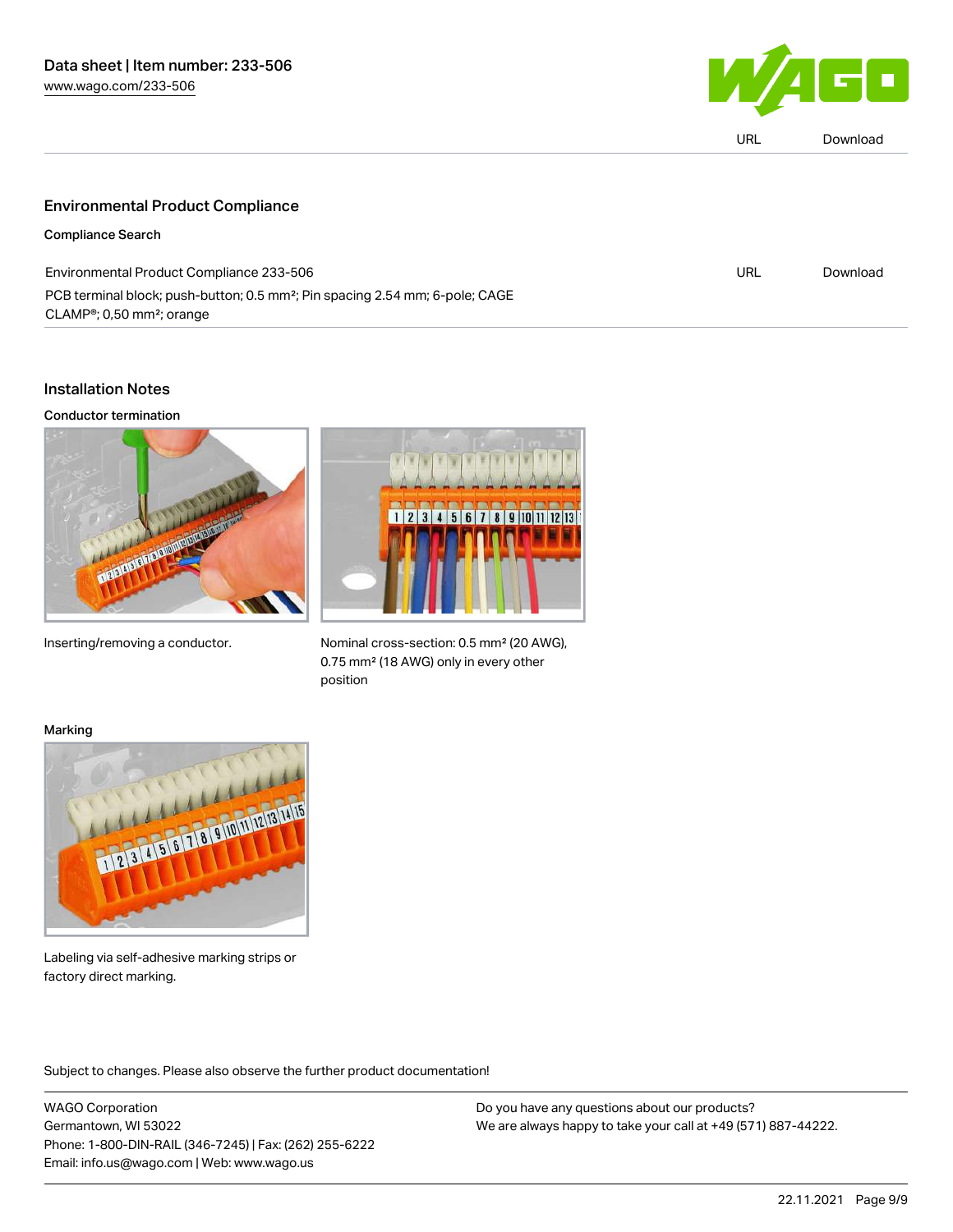URL Download

## Environmental Product Compliance

### Compliance Search

| | | |
|---|---|---|
| Environmental Product Compliance 233-506<br>PCB terminal block; push-button; 0.5 mm²; Pin spacing 2.54 mm; 6-pole; CAGE CLAMP®; 0,50 mm²; orange | URL | Download |

## Installation Notes

### Conductor termination

Inserting/removing a conductor.

Nominal cross-section: 0.5 mm² (20 AWG), 0.75 mm² (18 AWG) only in every other position

### Marking

Labeling via self-adhesive marking strips or factory direct marking.

Subject to changes. Please also observe the further product documentation!

WAGO Corporation
Germantown, WI 53022
Phone: 1-800-DIN-RAIL (346-7245) | Fax: (262) 255-6222
Email: info.us@wago.com | Web: www.wago.us

Do you have any questions about our products?
We are always happy to take your call at +49 (571) 887-44222.